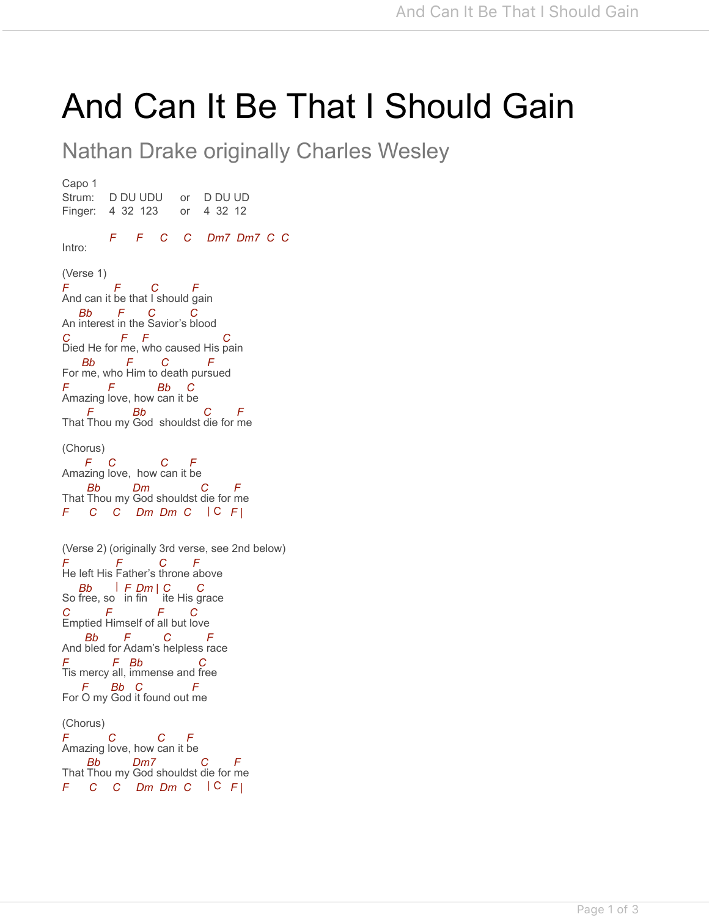# And Can It Be That I Should Gain

## Nathan Drake originally Charles Wesley

```
Capo 1
Strum:    D DU UDU     or    D DU UD
Finger:   4  32  123   or    4  32  12

          F     F     C     C     Dm7  Dm7  C  C
Intro:

(Verse 1)
F           F        C         F
And can it be that I should gain
    Bb       F       C          C
An interest in the Savior's blood
C             F   F                       C
Died He for me, who caused His pain
     Bb         F         C          F
For me, who Him to death pursued
F          F            Bb    C
Amazing love, how can it be
      F         Bb               C        F
That Thou my God  shouldst die for me

(Chorus)
      F     C             C     F
Amazing love,  how can it be
      Bb        Dm               C        F
That Thou my God shouldst die for me
F      C     C     Dm  Dm  C     | C   F |


(Verse 2) (originally 3rd verse, see 2nd below)
F            F          C       F
He left His Father's throne above
    Bb      |  F  Dm | C       C
So free, so   in fin     ite His grace
C          F              F       C
Emptied Himself of all but love
     Bb       F          C          F
And bled for Adam's helpless race
F            F   Bb                C
Tis mercy all, immense and free
     F       Bb   C               F
For O my God it found out me

(Chorus)
F             C            C     F
Amazing love, how can it be
      Bb        Dm7              C        F
That Thou my God shouldst die for me
F      C     C     Dm  Dm  C     | C   F |
```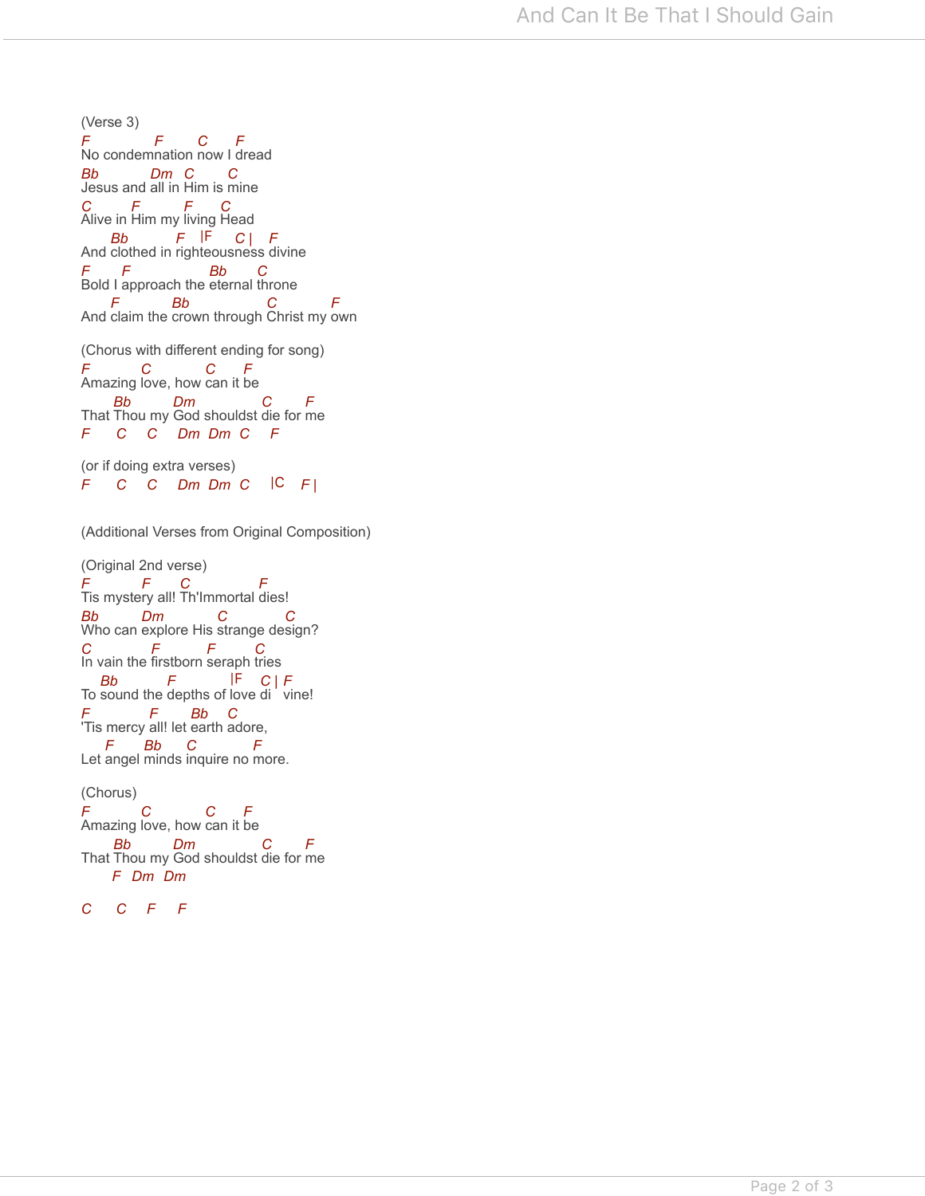```
(Verse 3)
F             F       C      F
No condemnation now I dread
Bb            Dm  C       C
Jesus and all in Him is mine
C        F         F      C
Alive in Him my living Head
      Bb           F   |F    C |   F
And clothed in righteousness divine
F      F               Bb      C
Bold I approach the eternal throne
      F        Bb                 C             F
And claim the crown through Christ my own

(Chorus with different ending for song)
F           C            C      F
Amazing love, how can it be
      Bb        Dm              C       F
That Thou my God shouldst die for me
F      C     C     Dm  Dm  C     F

(or if doing extra verses)
F      C     C     Dm  Dm  C     |C    F |


(Additional Verses from Original Composition)

(Original 2nd verse)
F           F      C               F
Tis mystery all! Th'Immortal dies!
Bb         Dm            C            C
Who can explore His strange design?
C            F          F        C
In vain the firstborn seraph tries
    Bb           F             |F    C | F
To sound the depths of love di   vine!
F           F      Bb    C
'Tis mercy all! let earth adore,
     F       Bb      C             F
Let angel minds inquire no more.

(Chorus)
F           C            C      F
Amazing love, how can it be
      Bb        Dm              C       F
That Thou my God shouldst die for me
      F  Dm  Dm

C     C    F    F
```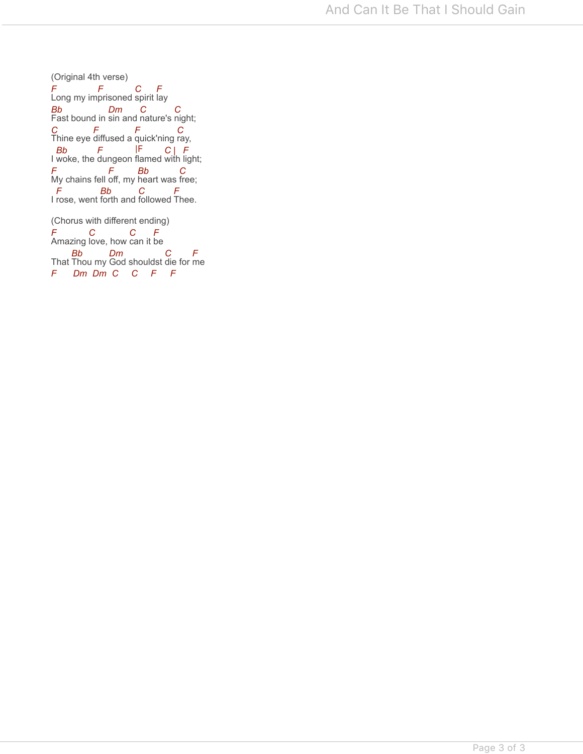(Original 4th verse)

```
F            F           C     F
Long my imprisoned spirit lay
Bb               Dm       C          C
Fast bound in sin and nature's night;
C          F            F            C
Thine eye diffused a quick'ning ray,
  Bb          F           |F       C |   F
I woke, the dungeon flamed with light;
F                 F        Bb          C
My chains fell off, my heart was free;
  F           Bb         C           F
I rose, went forth and followed Thee.
```

(Chorus with different ending)

```
F          C           C      F
Amazing love, how can it be
       Bb         Dm               C        F
That Thou my God shouldst die for me
F      Dm  Dm  C     C     F     F
```